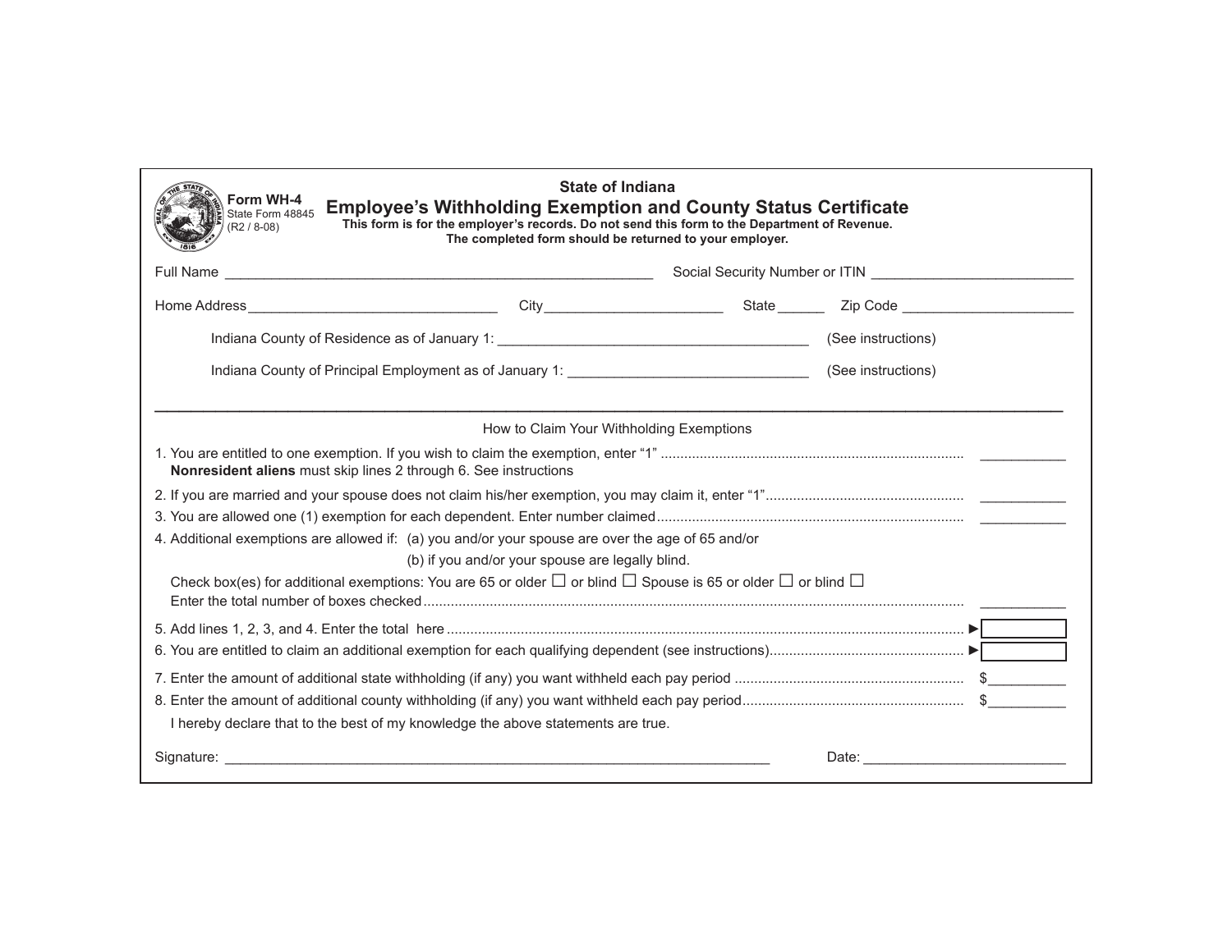Form WH-4
State Form 48845
(R2 / 8-08)

# State of Indiana

## Employee's Withholding Exemption and County Status Certificate

**This form is for the employer's records. Do not send this form to the Department of Revenue.**
**The completed form should be returned to your employer.**

Full Name ______________________________________________ Social Security Number or ITIN ________________________

Home Address _____________________________ City______________________ State ______ Zip Code ____________________

Indiana County of Residence as of January 1: ______________________________________ (See instructions)

Indiana County of Principal Employment as of January 1: _____________________________ (See instructions)

---

How to Claim Your Withholding Exemptions

1. You are entitled to one exemption. If you wish to claim the exemption, enter "1" .......... ___________
   **Nonresident aliens** must skip lines 2 through 6. See instructions
2. If you are married and your spouse does not claim his/her exemption, you may claim it, enter "1".......... ___________
3. You are allowed one (1) exemption for each dependent. Enter number claimed.......... ___________
4. Additional exemptions are allowed if: (a) you and/or your spouse are over the age of 65 and/or
   (b) if you and/or your spouse are legally blind.

   Check box(es) for additional exemptions: You are 65 or older ☐ or blind ☐ Spouse is 65 or older ☐ or blind ☐
   Enter the total number of boxes checked.......... ___________
5. Add lines 1, 2, 3, and 4. Enter the total here.......... ► ☐
6. You are entitled to claim an additional exemption for each qualifying dependent (see instructions).......... ► ☐
7. Enter the amount of additional state withholding (if any) you want withheld each pay period .......... $__________
8. Enter the amount of additional county withholding (if any) you want withheld each pay period.......... $__________

   I hereby declare that to the best of my knowledge the above statements are true.

Signature: ________________________________________________________________ Date: ________________________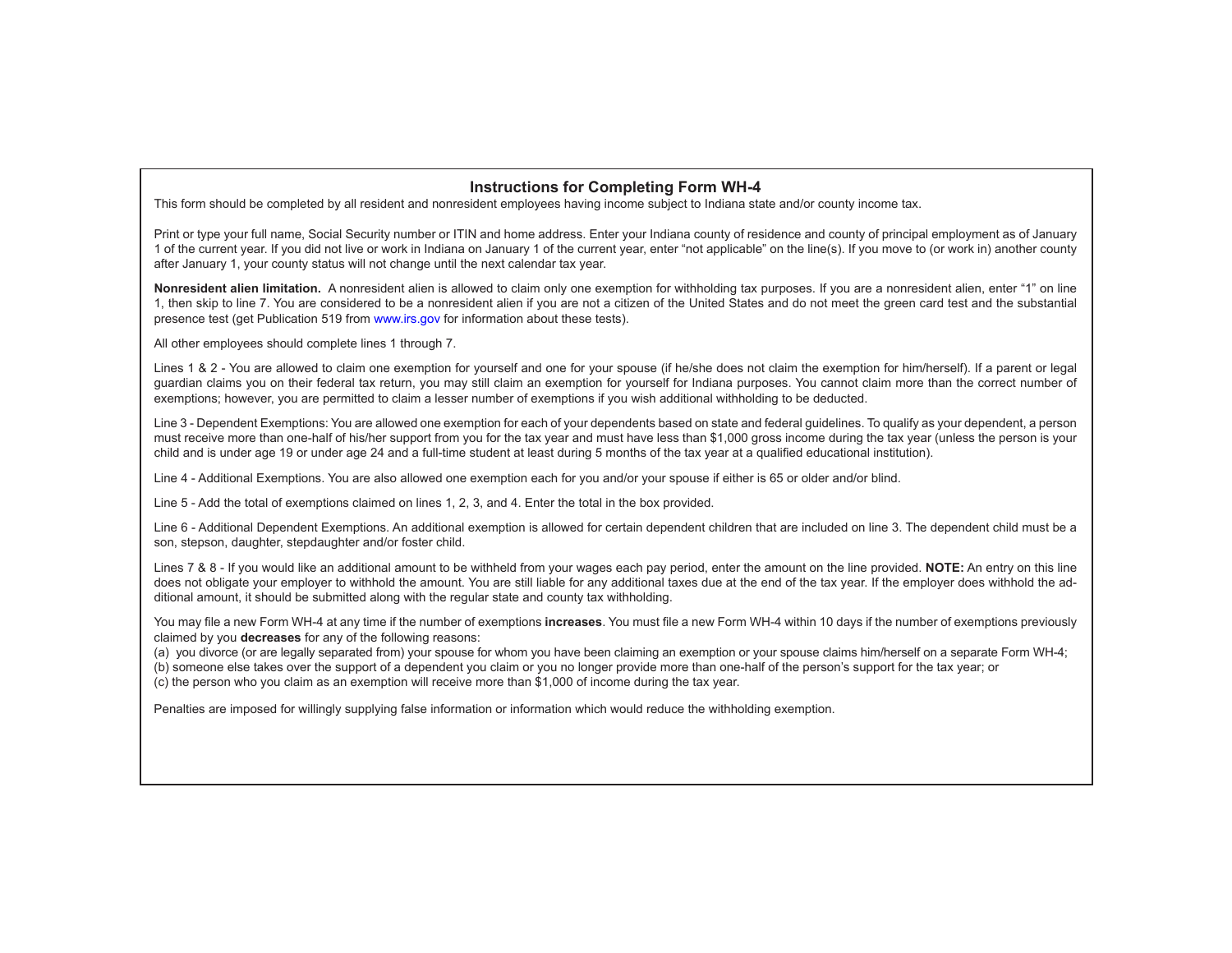## Instructions for Completing Form WH-4

This form should be completed by all resident and nonresident employees having income subject to Indiana state and/or county income tax.

Print or type your full name, Social Security number or ITIN and home address. Enter your Indiana county of residence and county of principal employment as of January 1 of the current year. If you did not live or work in Indiana on January 1 of the current year, enter "not applicable" on the line(s). If you move to (or work in) another county after January 1, your county status will not change until the next calendar tax year.

**Nonresident alien limitation.** A nonresident alien is allowed to claim only one exemption for withholding tax purposes. If you are a nonresident alien, enter "1" on line 1, then skip to line 7. You are considered to be a nonresident alien if you are not a citizen of the United States and do not meet the green card test and the substantial presence test (get Publication 519 from www.irs.gov for information about these tests).

All other employees should complete lines 1 through 7.

Lines 1 & 2 - You are allowed to claim one exemption for yourself and one for your spouse (if he/she does not claim the exemption for him/herself). If a parent or legal guardian claims you on their federal tax return, you may still claim an exemption for yourself for Indiana purposes. You cannot claim more than the correct number of exemptions; however, you are permitted to claim a lesser number of exemptions if you wish additional withholding to be deducted.

Line 3 - Dependent Exemptions: You are allowed one exemption for each of your dependents based on state and federal guidelines. To qualify as your dependent, a person must receive more than one-half of his/her support from you for the tax year and must have less than $1,000 gross income during the tax year (unless the person is your child and is under age 19 or under age 24 and a full-time student at least during 5 months of the tax year at a qualified educational institution).

Line 4 - Additional Exemptions. You are also allowed one exemption each for you and/or your spouse if either is 65 or older and/or blind.

Line 5 - Add the total of exemptions claimed on lines 1, 2, 3, and 4. Enter the total in the box provided.

Line 6 - Additional Dependent Exemptions. An additional exemption is allowed for certain dependent children that are included on line 3. The dependent child must be a son, stepson, daughter, stepdaughter and/or foster child.

Lines 7 & 8 - If you would like an additional amount to be withheld from your wages each pay period, enter the amount on the line provided. **NOTE:** An entry on this line does not obligate your employer to withhold the amount. You are still liable for any additional taxes due at the end of the tax year. If the employer does withhold the additional amount, it should be submitted along with the regular state and county tax withholding.

You may file a new Form WH-4 at any time if the number of exemptions **increases**. You must file a new Form WH-4 within 10 days if the number of exemptions previously claimed by you **decreases** for any of the following reasons:

(a) you divorce (or are legally separated from) your spouse for whom you have been claiming an exemption or your spouse claims him/herself on a separate Form WH-4;
(b) someone else takes over the support of a dependent you claim or you no longer provide more than one-half of the person's support for the tax year; or
(c) the person who you claim as an exemption will receive more than $1,000 of income during the tax year.

Penalties are imposed for willingly supplying false information or information which would reduce the withholding exemption.